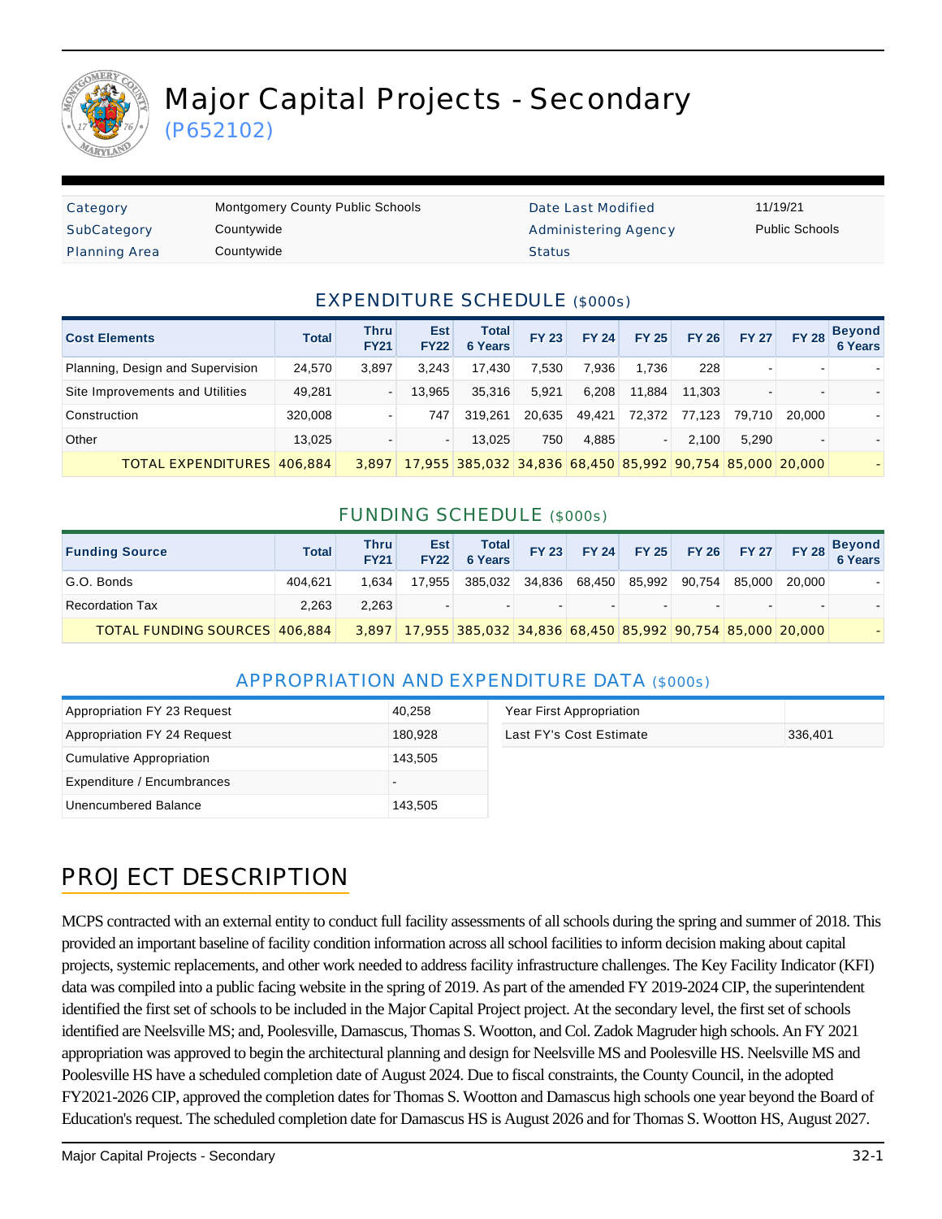# Major Capital Projects - Secondary

(P652102)

| | | | |
|---|---|---|---|
| Category | Montgomery County Public Schools | Date Last Modified | 11/19/21 |
| SubCategory | Countywide | Administering Agency | Public Schools |
| Planning Area | Countywide | Status | |

## EXPENDITURE SCHEDULE ($000s)

| Cost Elements | Total | Thru FY21 | Est FY22 | Total 6 Years | FY 23 | FY 24 | FY 25 | FY 26 | FY 27 | FY 28 | Beyond 6 Years |
|---|---|---|---|---|---|---|---|---|---|---|---|
| Planning, Design and Supervision | 24,570 | 3,897 | 3,243 | 17,430 | 7,530 | 7,936 | 1,736 | 228 | - | - | - |
| Site Improvements and Utilities | 49,281 | - | 13,965 | 35,316 | 5,921 | 6,208 | 11,884 | 11,303 | - | - | - |
| Construction | 320,008 | - | 747 | 319,261 | 20,635 | 49,421 | 72,372 | 77,123 | 79,710 | 20,000 | - |
| Other | 13,025 | - | - | 13,025 | 750 | 4,885 | - | 2,100 | 5,290 | - | - |
| TOTAL EXPENDITURES | 406,884 | 3,897 | 17,955 | 385,032 | 34,836 | 68,450 | 85,992 | 90,754 | 85,000 | 20,000 | - |

## FUNDING SCHEDULE ($000s)

| Funding Source | Total | Thru FY21 | Est FY22 | Total 6 Years | FY 23 | FY 24 | FY 25 | FY 26 | FY 27 | FY 28 | Beyond 6 Years |
|---|---|---|---|---|---|---|---|---|---|---|---|
| G.O. Bonds | 404,621 | 1,634 | 17,955 | 385,032 | 34,836 | 68,450 | 85,992 | 90,754 | 85,000 | 20,000 | - |
| Recordation Tax | 2,263 | 2,263 | - | - | - | - | - | - | - | - | - |
| TOTAL FUNDING SOURCES | 406,884 | 3,897 | 17,955 | 385,032 | 34,836 | 68,450 | 85,992 | 90,754 | 85,000 | 20,000 | - |

## APPROPRIATION AND EXPENDITURE DATA ($000s)

| | |
|---|---|
| Appropriation FY 23 Request | 40,258 |
| Appropriation FY 24 Request | 180,928 |
| Cumulative Appropriation | 143,505 |
| Expenditure / Encumbrances | - |
| Unencumbered Balance | 143,505 |

| | |
|---|---|
| Year First Appropriation | |
| Last FY's Cost Estimate | 336,401 |

## PROJECT DESCRIPTION

MCPS contracted with an external entity to conduct full facility assessments of all schools during the spring and summer of 2018. This provided an important baseline of facility condition information across all school facilities to inform decision making about capital projects, systemic replacements, and other work needed to address facility infrastructure challenges. The Key Facility Indicator (KFI) data was compiled into a public facing website in the spring of 2019. As part of the amended FY 2019-2024 CIP, the superintendent identified the first set of schools to be included in the Major Capital Project project. At the secondary level, the first set of schools identified are Neelsville MS; and, Poolesville, Damascus, Thomas S. Wootton, and Col. Zadok Magruder high schools. An FY 2021 appropriation was approved to begin the architectural planning and design for Neelsville MS and Poolesville HS. Neelsville MS and Poolesville HS have a scheduled completion date of August 2024. Due to fiscal constraints, the County Council, in the adopted FY2021-2026 CIP, approved the completion dates for Thomas S. Wootton and Damascus high schools one year beyond the Board of Education's request. The scheduled completion date for Damascus HS is August 2026 and for Thomas S. Wootton HS, August 2027.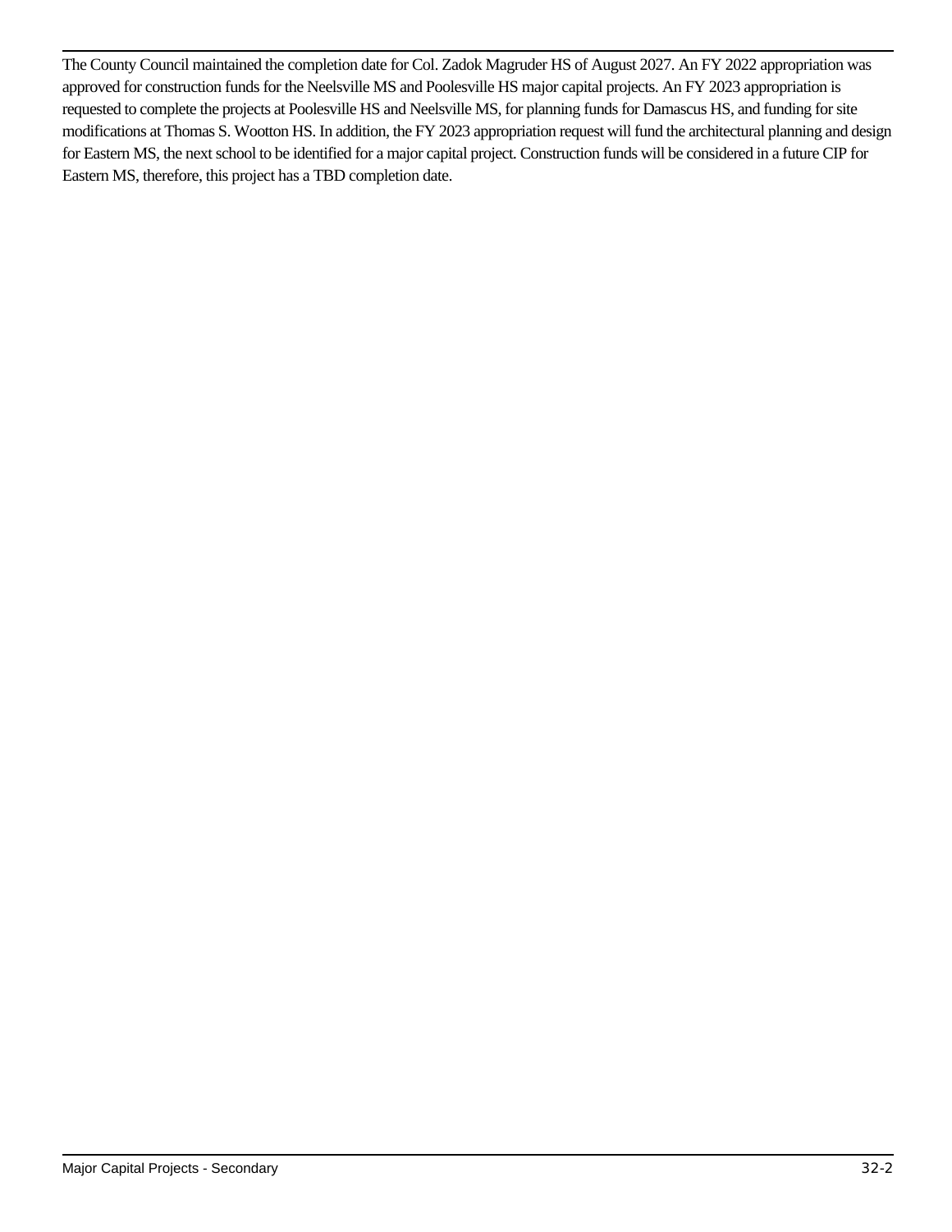The County Council maintained the completion date for Col. Zadok Magruder HS of August 2027. An FY 2022 appropriation was approved for construction funds for the Neelsville MS and Poolesville HS major capital projects. An FY 2023 appropriation is requested to complete the projects at Poolesville HS and Neelsville MS, for planning funds for Damascus HS, and funding for site modifications at Thomas S. Wootton HS. In addition, the FY 2023 appropriation request will fund the architectural planning and design for Eastern MS, the next school to be identified for a major capital project. Construction funds will be considered in a future CIP for Eastern MS, therefore, this project has a TBD completion date.